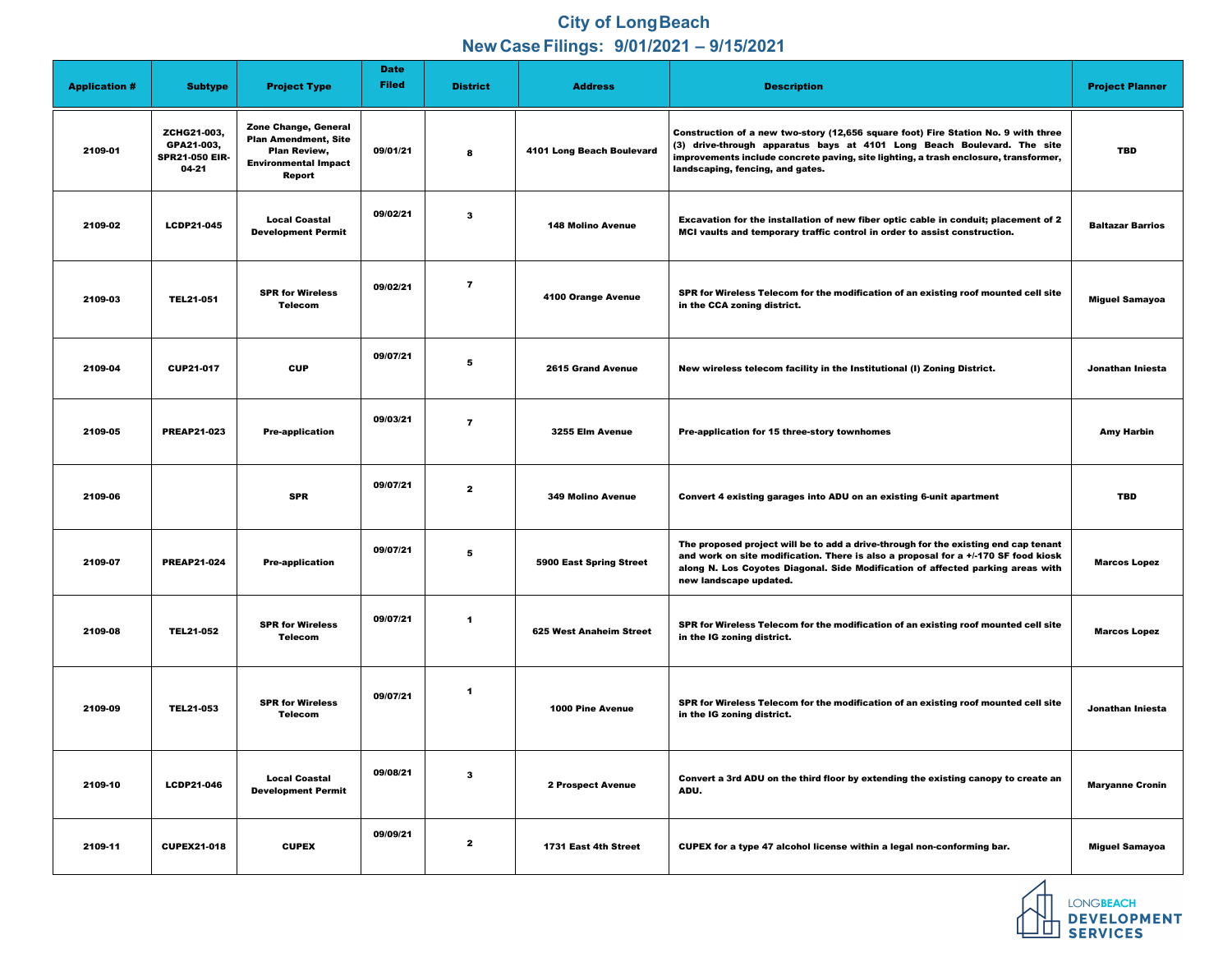# City of Long Beach

## New Case Filings: 9/01/2021 – 9/15/2021

| Application # | Subtype | Project Type | Date Filed | District | Address | Description | Project Planner |
|---|---|---|---|---|---|---|---|
| 2109-01 | ZCHG21-003, GPA21-003, SPR21-050 EIR-04-21 | Zone Change, General Plan Amendment, Site Plan Review, Environmental Impact Report | 09/01/21 | 8 | 4101 Long Beach Boulevard | Construction of a new two-story (12,656 square foot) Fire Station No. 9 with three (3) drive-through apparatus bays at 4101 Long Beach Boulevard. The site improvements include concrete paving, site lighting, a trash enclosure, transformer, landscaping, fencing, and gates. | TBD |
| 2109-02 | LCDP21-045 | Local Coastal Development Permit | 09/02/21 | 3 | 148 Molino Avenue | Excavation for the installation of new fiber optic cable in conduit; placement of 2 MCI vaults and temporary traffic control in order to assist construction. | Baltazar Barrios |
| 2109-03 | TEL21-051 | SPR for Wireless Telecom | 09/02/21 | 7 | 4100 Orange Avenue | SPR for Wireless Telecom for the modification of an existing roof mounted cell site in the CCA zoning district. | Miguel Samayoa |
| 2109-04 | CUP21-017 | CUP | 09/07/21 | 5 | 2615 Grand Avenue | New wireless telecom facility in the Institutional (I) Zoning District. | Jonathan Iniesta |
| 2109-05 | PREAP21-023 | Pre-application | 09/03/21 | 7 | 3255 Elm Avenue | Pre-application for 15 three-story townhomes | Amy Harbin |
| 2109-06 | | SPR | 09/07/21 | 2 | 349 Molino Avenue | Convert 4 existing garages into ADU on an existing 6-unit apartment | TBD |
| 2109-07 | PREAP21-024 | Pre-application | 09/07/21 | 5 | 5900 East Spring Street | The proposed project will be to add a drive-through for the existing end cap tenant and work on site modification. There is also a proposal for a +/-170 SF food kiosk along N. Los Coyotes Diagonal. Side Modification of affected parking areas with new landscape updated. | Marcos Lopez |
| 2109-08 | TEL21-052 | SPR for Wireless Telecom | 09/07/21 | 1 | 625 West Anaheim Street | SPR for Wireless Telecom for the modification of an existing roof mounted cell site in the IG zoning district. | Marcos Lopez |
| 2109-09 | TEL21-053 | SPR for Wireless Telecom | 09/07/21 | 1 | 1000 Pine Avenue | SPR for Wireless Telecom for the modification of an existing roof mounted cell site in the IG zoning district. | Jonathan Iniesta |
| 2109-10 | LCDP21-046 | Local Coastal Development Permit | 09/08/21 | 3 | 2 Prospect Avenue | Convert a 3rd ADU on the third floor by extending the existing canopy to create an ADU. | Maryanne Cronin |
| 2109-11 | CUPEX21-018 | CUPEX | 09/09/21 | 2 | 1731 East 4th Street | CUPEX for a type 47 alcohol license within a legal non-conforming bar. | Miguel Samayoa |

LONG BEACH DEVELOPMENT SERVICES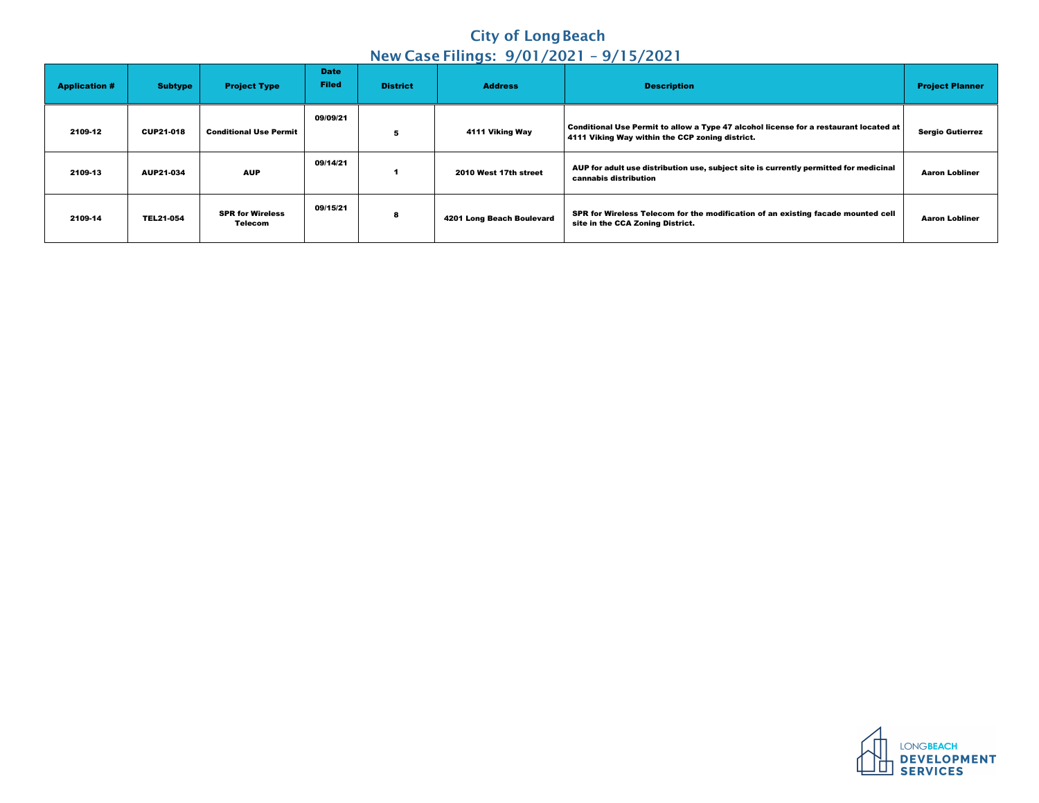# City of Long Beach
## New Case Filings: 9/01/2021 - 9/15/2021

| Application # | Subtype | Project Type | Date Filed | District | Address | Description | Project Planner |
|---|---|---|---|---|---|---|---|
| 2109-12 | CUP21-018 | Conditional Use Permit | 09/09/21 | 5 | 4111 Viking Way | Conditional Use Permit to allow a Type 47 alcohol license for a restaurant located at 4111 Viking Way within the CCP zoning district. | Sergio Gutierrez |
| 2109-13 | AUP21-034 | AUP | 09/14/21 | 1 | 2010 West 17th street | AUP for adult use distribution use, subject site is currently permitted for medicinal cannabis distribution | Aaron Lobliner |
| 2109-14 | TEL21-054 | SPR for Wireless Telecom | 09/15/21 | 8 | 4201 Long Beach Boulevard | SPR for Wireless Telecom for the modification of an existing facade mounted cell site in the CCA Zoning District. | Aaron Lobliner |

LONGBEACH DEVELOPMENT SERVICES